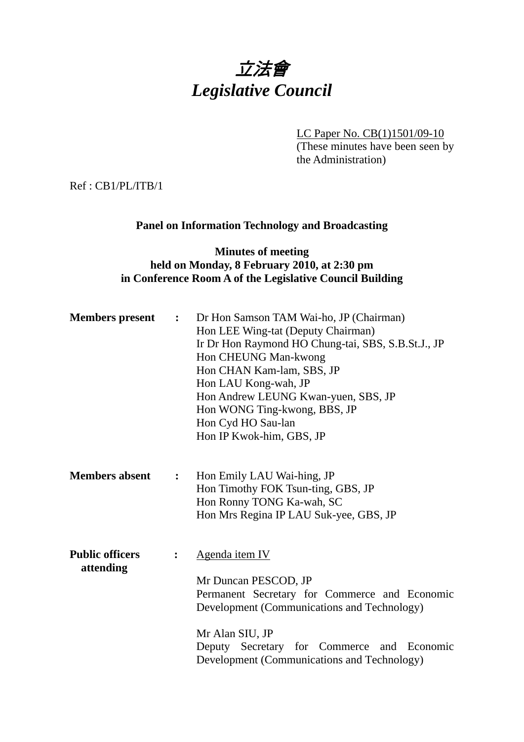# *立法會*
# *Legislative Council*

LC Paper No. CB(1)1501/09-10
(These minutes have been seen by the Administration)

Ref : CB1/PL/ITB/1

**Panel on Information Technology and Broadcasting**

**Minutes of meeting**
**held on Monday, 8 February 2010, at 2:30 pm**
**in Conference Room A of the Legislative Council Building**

**Members present :**

Dr Hon Samson TAM Wai-ho, JP (Chairman)
Hon LEE Wing-tat (Deputy Chairman)
Ir Dr Hon Raymond HO Chung-tai, SBS, S.B.St.J., JP
Hon CHEUNG Man-kwong
Hon CHAN Kam-lam, SBS, JP
Hon LAU Kong-wah, JP
Hon Andrew LEUNG Kwan-yuen, SBS, JP
Hon WONG Ting-kwong, BBS, JP
Hon Cyd HO Sau-lan
Hon IP Kwok-him, GBS, JP

**Members absent :**

Hon Emily LAU Wai-hing, JP
Hon Timothy FOK Tsun-ting, GBS, JP
Hon Ronny TONG Ka-wah, SC
Hon Mrs Regina IP LAU Suk-yee, GBS, JP

**Public officers attending :**

Agenda item IV

Mr Duncan PESCOD, JP
Permanent Secretary for Commerce and Economic Development (Communications and Technology)

Mr Alan SIU, JP
Deputy Secretary for Commerce and Economic Development (Communications and Technology)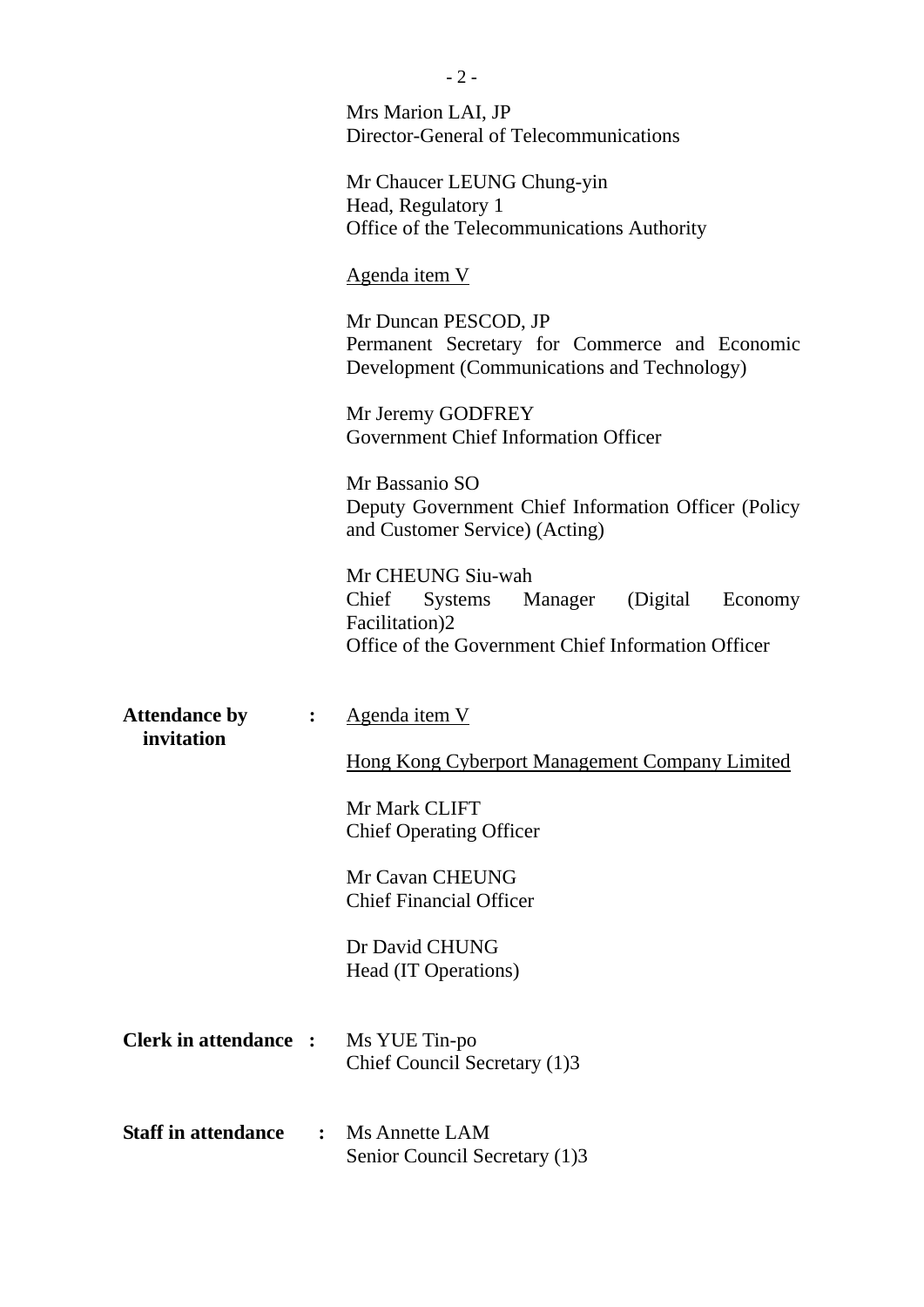Mrs Marion LAI, JP
Director-General of Telecommunications

Mr Chaucer LEUNG Chung-yin
Head, Regulatory 1
Office of the Telecommunications Authority

Agenda item V

Mr Duncan PESCOD, JP
Permanent Secretary for Commerce and Economic Development (Communications and Technology)

Mr Jeremy GODFREY
Government Chief Information Officer

Mr Bassanio SO
Deputy Government Chief Information Officer (Policy and Customer Service) (Acting)

Mr CHEUNG Siu-wah
Chief Systems Manager (Digital Economy Facilitation)2
Office of the Government Chief Information Officer

**Attendance by invitation** : Agenda item V

Hong Kong Cyberport Management Company Limited

Mr Mark CLIFT
Chief Operating Officer

Mr Cavan CHEUNG
Chief Financial Officer

Dr David CHUNG
Head (IT Operations)

**Clerk in attendance** : Ms YUE Tin-po
Chief Council Secretary (1)3

**Staff in attendance** : Ms Annette LAM
Senior Council Secretary (1)3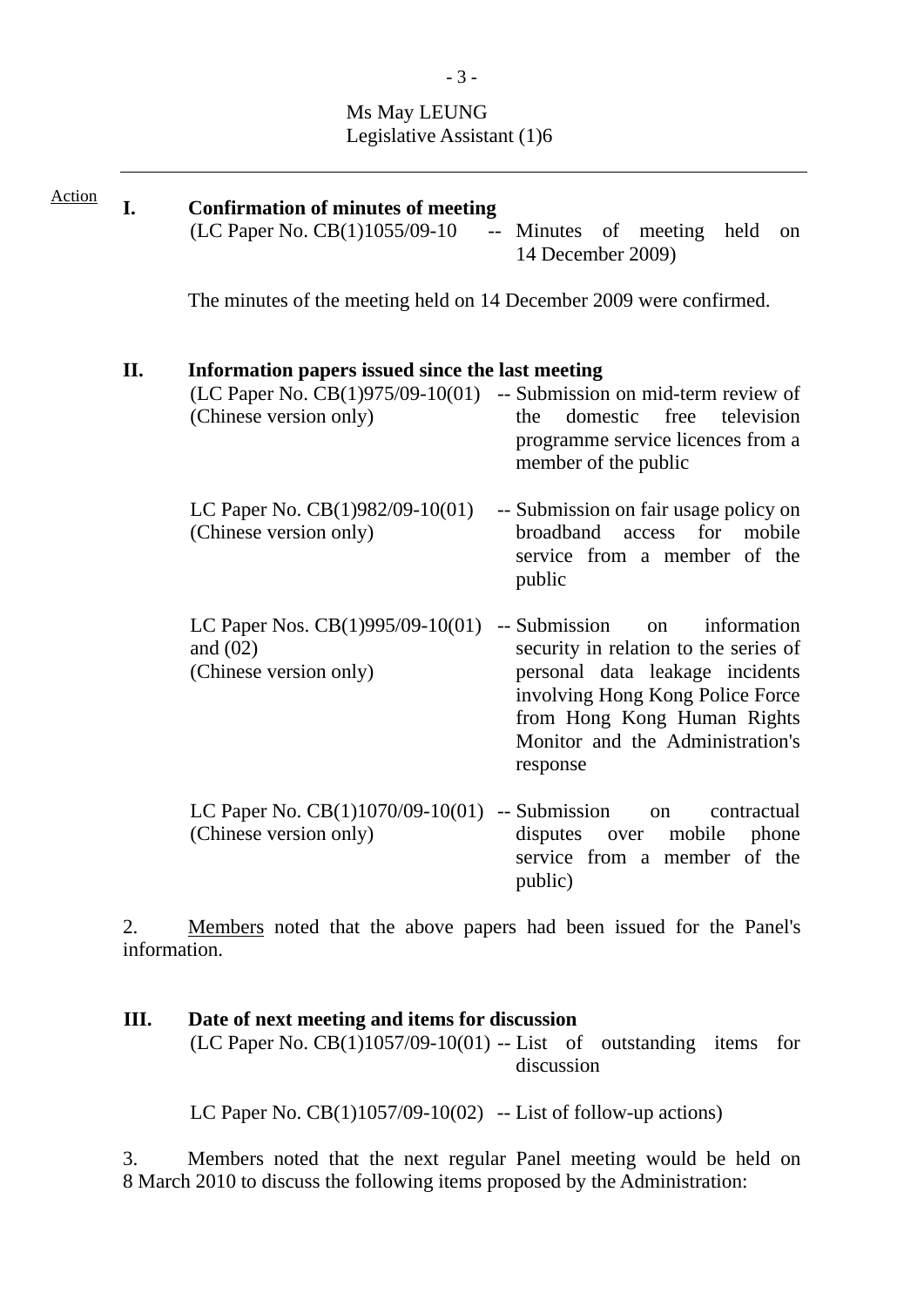Ms May LEUNG
Legislative Assistant (1)6

---

Action

**I. Confirmation of minutes of meeting**

(LC Paper No. CB(1)1055/09-10 -- Minutes of meeting held on 14 December 2009)

The minutes of the meeting held on 14 December 2009 were confirmed.

**II. Information papers issued since the last meeting**

(LC Paper No. CB(1)975/09-10(01) (Chinese version only) -- Submission on mid-term review of the domestic free television programme service licences from a member of the public

LC Paper No. CB(1)982/09-10(01) (Chinese version only) -- Submission on fair usage policy on broadband access for mobile service from a member of the public

LC Paper Nos. CB(1)995/09-10(01) and (02) (Chinese version only) -- Submission on information security in relation to the series of personal data leakage incidents involving Hong Kong Police Force from Hong Kong Human Rights Monitor and the Administration's response

LC Paper No. CB(1)1070/09-10(01) (Chinese version only) -- Submission on contractual disputes over mobile phone service from a member of the public)

2. Members noted that the above papers had been issued for the Panel's information.

**III. Date of next meeting and items for discussion**

(LC Paper No. CB(1)1057/09-10(01) -- List of outstanding items for discussion

LC Paper No. CB(1)1057/09-10(02) -- List of follow-up actions)

3. Members noted that the next regular Panel meeting would be held on 8 March 2010 to discuss the following items proposed by the Administration: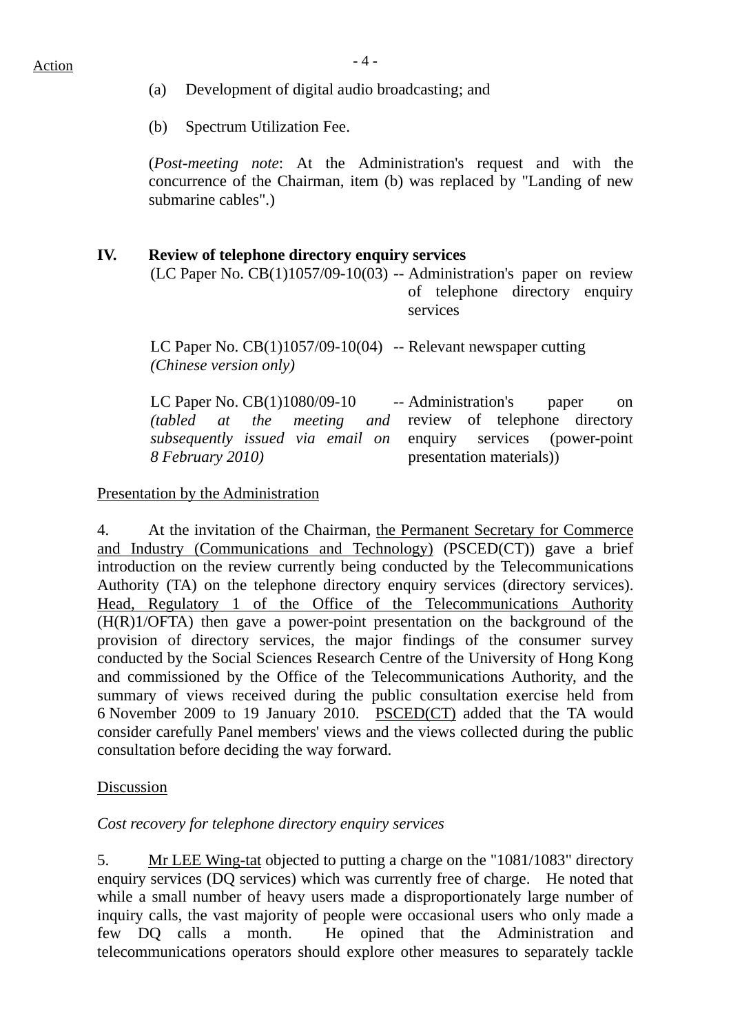Action

(a) Development of digital audio broadcasting; and

(b) Spectrum Utilization Fee.

(*Post-meeting note*: At the Administration's request and with the concurrence of the Chairman, item (b) was replaced by "Landing of new submarine cables".)

## IV. Review of telephone directory enquiry services

| | | |
|---|---|---|
| (LC Paper No. CB(1)1057/09-10(03) | -- | Administration's paper on review of telephone directory enquiry services |
| LC Paper No. CB(1)1057/09-10(04) *(Chinese version only)* | -- | Relevant newspaper cutting |
| LC Paper No. CB(1)1080/09-10 *(tabled at the meeting and subsequently issued via email on 8 February 2010)* | -- | Administration's paper on review of telephone directory enquiry services (power-point presentation materials)) |

Presentation by the Administration

4. At the invitation of the Chairman, the Permanent Secretary for Commerce and Industry (Communications and Technology) (PSCED(CT)) gave a brief introduction on the review currently being conducted by the Telecommunications Authority (TA) on the telephone directory enquiry services (directory services). Head, Regulatory 1 of the Office of the Telecommunications Authority (H(R)1/OFTA) then gave a power-point presentation on the background of the provision of directory services, the major findings of the consumer survey conducted by the Social Sciences Research Centre of the University of Hong Kong and commissioned by the Office of the Telecommunications Authority, and the summary of views received during the public consultation exercise held from 6 November 2009 to 19 January 2010. PSCED(CT) added that the TA would consider carefully Panel members' views and the views collected during the public consultation before deciding the way forward.

Discussion

*Cost recovery for telephone directory enquiry services*

5. Mr LEE Wing-tat objected to putting a charge on the "1081/1083" directory enquiry services (DQ services) which was currently free of charge. He noted that while a small number of heavy users made a disproportionately large number of inquiry calls, the vast majority of people were occasional users who only made a few DQ calls a month. He opined that the Administration and telecommunications operators should explore other measures to separately tackle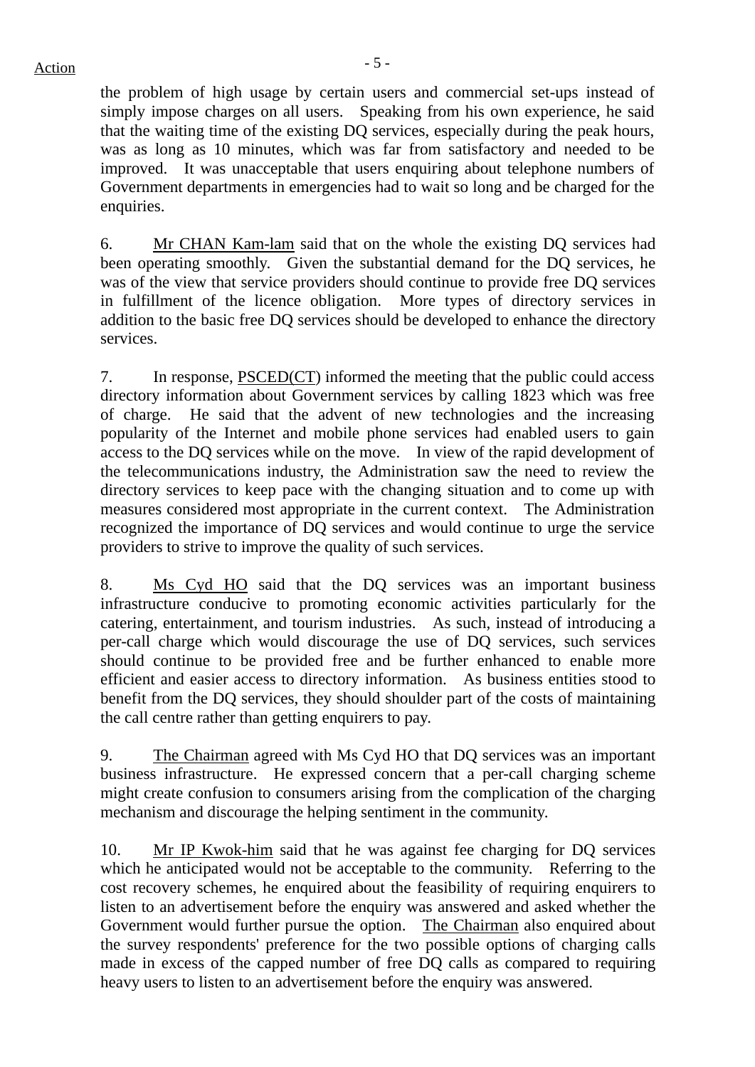the problem of high usage by certain users and commercial set-ups instead of simply impose charges on all users. Speaking from his own experience, he said that the waiting time of the existing DQ services, especially during the peak hours, was as long as 10 minutes, which was far from satisfactory and needed to be improved. It was unacceptable that users enquiring about telephone numbers of Government departments in emergencies had to wait so long and be charged for the enquiries.

6. Mr CHAN Kam-lam said that on the whole the existing DQ services had been operating smoothly. Given the substantial demand for the DQ services, he was of the view that service providers should continue to provide free DQ services in fulfillment of the licence obligation. More types of directory services in addition to the basic free DQ services should be developed to enhance the directory services.

7. In response, PSCED(CT) informed the meeting that the public could access directory information about Government services by calling 1823 which was free of charge. He said that the advent of new technologies and the increasing popularity of the Internet and mobile phone services had enabled users to gain access to the DQ services while on the move. In view of the rapid development of the telecommunications industry, the Administration saw the need to review the directory services to keep pace with the changing situation and to come up with measures considered most appropriate in the current context. The Administration recognized the importance of DQ services and would continue to urge the service providers to strive to improve the quality of such services.

8. Ms Cyd HO said that the DQ services was an important business infrastructure conducive to promoting economic activities particularly for the catering, entertainment, and tourism industries. As such, instead of introducing a per-call charge which would discourage the use of DQ services, such services should continue to be provided free and be further enhanced to enable more efficient and easier access to directory information. As business entities stood to benefit from the DQ services, they should shoulder part of the costs of maintaining the call centre rather than getting enquirers to pay.

9. The Chairman agreed with Ms Cyd HO that DQ services was an important business infrastructure. He expressed concern that a per-call charging scheme might create confusion to consumers arising from the complication of the charging mechanism and discourage the helping sentiment in the community.

10. Mr IP Kwok-him said that he was against fee charging for DQ services which he anticipated would not be acceptable to the community. Referring to the cost recovery schemes, he enquired about the feasibility of requiring enquirers to listen to an advertisement before the enquiry was answered and asked whether the Government would further pursue the option. The Chairman also enquired about the survey respondents' preference for the two possible options of charging calls made in excess of the capped number of free DQ calls as compared to requiring heavy users to listen to an advertisement before the enquiry was answered.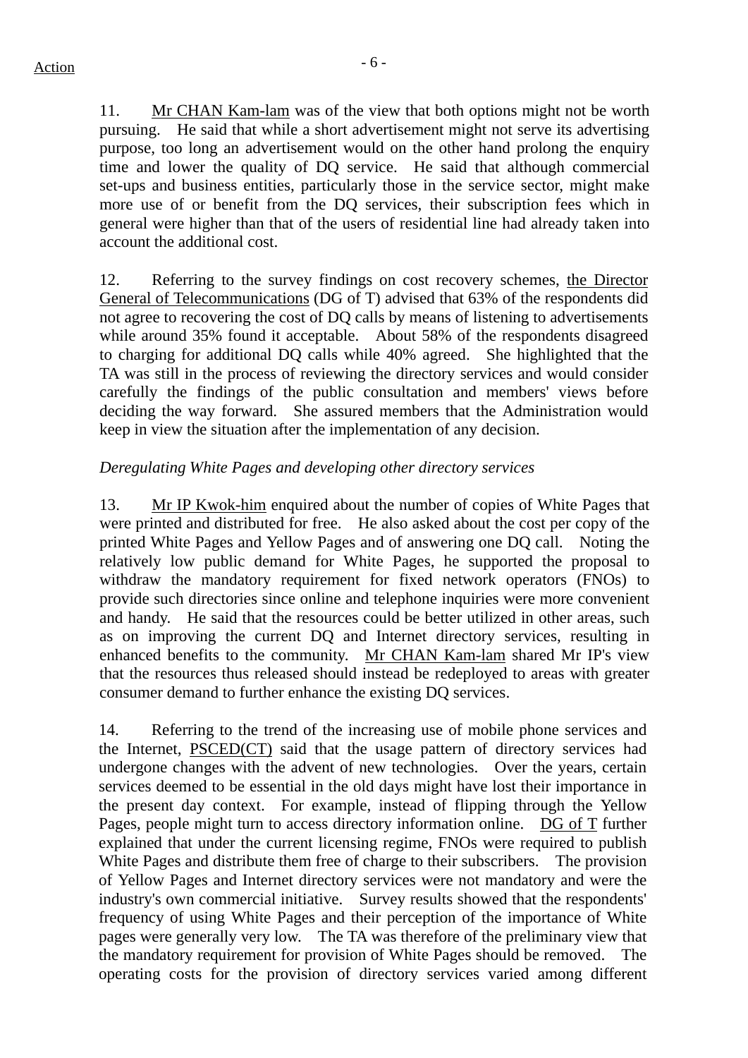11. Mr CHAN Kam-lam was of the view that both options might not be worth pursuing. He said that while a short advertisement might not serve its advertising purpose, too long an advertisement would on the other hand prolong the enquiry time and lower the quality of DQ service. He said that although commercial set-ups and business entities, particularly those in the service sector, might make more use of or benefit from the DQ services, their subscription fees which in general were higher than that of the users of residential line had already taken into account the additional cost.

12. Referring to the survey findings on cost recovery schemes, the Director General of Telecommunications (DG of T) advised that 63% of the respondents did not agree to recovering the cost of DQ calls by means of listening to advertisements while around 35% found it acceptable. About 58% of the respondents disagreed to charging for additional DQ calls while 40% agreed. She highlighted that the TA was still in the process of reviewing the directory services and would consider carefully the findings of the public consultation and members' views before deciding the way forward. She assured members that the Administration would keep in view the situation after the implementation of any decision.

*Deregulating White Pages and developing other directory services*

13. Mr IP Kwok-him enquired about the number of copies of White Pages that were printed and distributed for free. He also asked about the cost per copy of the printed White Pages and Yellow Pages and of answering one DQ call. Noting the relatively low public demand for White Pages, he supported the proposal to withdraw the mandatory requirement for fixed network operators (FNOs) to provide such directories since online and telephone inquiries were more convenient and handy. He said that the resources could be better utilized in other areas, such as on improving the current DQ and Internet directory services, resulting in enhanced benefits to the community. Mr CHAN Kam-lam shared Mr IP's view that the resources thus released should instead be redeployed to areas with greater consumer demand to further enhance the existing DQ services.

14. Referring to the trend of the increasing use of mobile phone services and the Internet, PSCED(CT) said that the usage pattern of directory services had undergone changes with the advent of new technologies. Over the years, certain services deemed to be essential in the old days might have lost their importance in the present day context. For example, instead of flipping through the Yellow Pages, people might turn to access directory information online. DG of T further explained that under the current licensing regime, FNOs were required to publish White Pages and distribute them free of charge to their subscribers. The provision of Yellow Pages and Internet directory services were not mandatory and were the industry's own commercial initiative. Survey results showed that the respondents' frequency of using White Pages and their perception of the importance of White pages were generally very low. The TA was therefore of the preliminary view that the mandatory requirement for provision of White Pages should be removed. The operating costs for the provision of directory services varied among different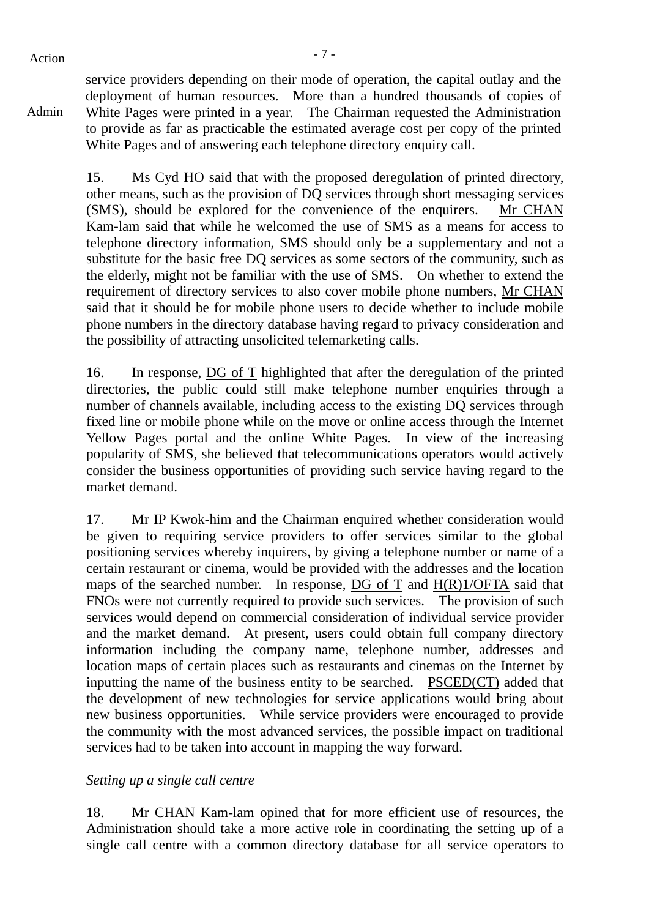Action

service providers depending on their mode of operation, the capital outlay and the deployment of human resources. More than a hundred thousands of copies of White Pages were printed in a year. The Chairman requested the Administration to provide as far as practicable the estimated average cost per copy of the printed White Pages and of answering each telephone directory enquiry call.

Admin

15. Ms Cyd HO said that with the proposed deregulation of printed directory, other means, such as the provision of DQ services through short messaging services (SMS), should be explored for the convenience of the enquirers. Mr CHAN Kam-lam said that while he welcomed the use of SMS as a means for access to telephone directory information, SMS should only be a supplementary and not a substitute for the basic free DQ services as some sectors of the community, such as the elderly, might not be familiar with the use of SMS. On whether to extend the requirement of directory services to also cover mobile phone numbers, Mr CHAN said that it should be for mobile phone users to decide whether to include mobile phone numbers in the directory database having regard to privacy consideration and the possibility of attracting unsolicited telemarketing calls.

16. In response, DG of T highlighted that after the deregulation of the printed directories, the public could still make telephone number enquiries through a number of channels available, including access to the existing DQ services through fixed line or mobile phone while on the move or online access through the Internet Yellow Pages portal and the online White Pages. In view of the increasing popularity of SMS, she believed that telecommunications operators would actively consider the business opportunities of providing such service having regard to the market demand.

17. Mr IP Kwok-him and the Chairman enquired whether consideration would be given to requiring service providers to offer services similar to the global positioning services whereby inquirers, by giving a telephone number or name of a certain restaurant or cinema, would be provided with the addresses and the location maps of the searched number. In response, DG of T and H(R)1/OFTA said that FNOs were not currently required to provide such services. The provision of such services would depend on commercial consideration of individual service provider and the market demand. At present, users could obtain full company directory information including the company name, telephone number, addresses and location maps of certain places such as restaurants and cinemas on the Internet by inputting the name of the business entity to be searched. PSCED(CT) added that the development of new technologies for service applications would bring about new business opportunities. While service providers were encouraged to provide the community with the most advanced services, the possible impact on traditional services had to be taken into account in mapping the way forward.

*Setting up a single call centre*

18. Mr CHAN Kam-lam opined that for more efficient use of resources, the Administration should take a more active role in coordinating the setting up of a single call centre with a common directory database for all service operators to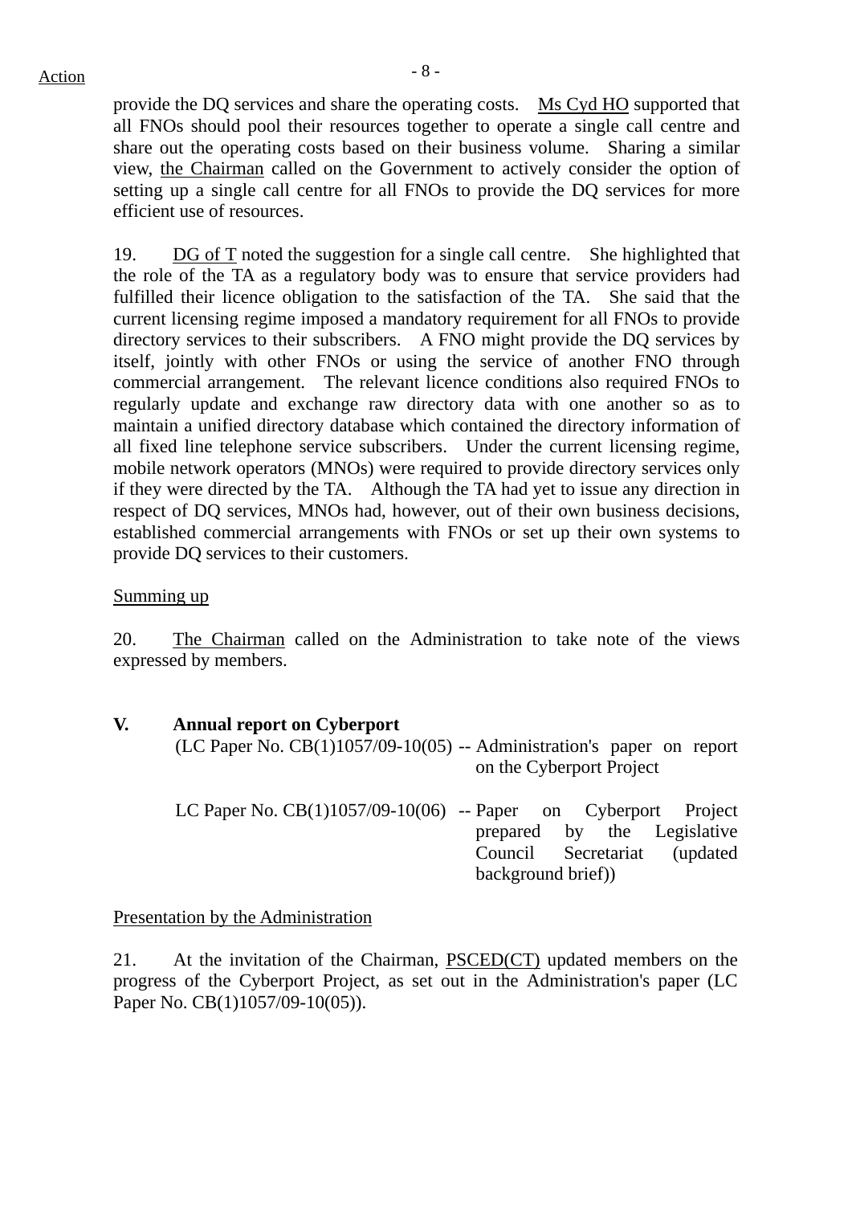provide the DQ services and share the operating costs. Ms Cyd HO supported that all FNOs should pool their resources together to operate a single call centre and share out the operating costs based on their business volume. Sharing a similar view, the Chairman called on the Government to actively consider the option of setting up a single call centre for all FNOs to provide the DQ services for more efficient use of resources.

19. DG of T noted the suggestion for a single call centre. She highlighted that the role of the TA as a regulatory body was to ensure that service providers had fulfilled their licence obligation to the satisfaction of the TA. She said that the current licensing regime imposed a mandatory requirement for all FNOs to provide directory services to their subscribers. A FNO might provide the DQ services by itself, jointly with other FNOs or using the service of another FNO through commercial arrangement. The relevant licence conditions also required FNOs to regularly update and exchange raw directory data with one another so as to maintain a unified directory database which contained the directory information of all fixed line telephone service subscribers. Under the current licensing regime, mobile network operators (MNOs) were required to provide directory services only if they were directed by the TA. Although the TA had yet to issue any direction in respect of DQ services, MNOs had, however, out of their own business decisions, established commercial arrangements with FNOs or set up their own systems to provide DQ services to their customers.

Summing up

20. The Chairman called on the Administration to take note of the views expressed by members.

**V. Annual report on Cyberport**

(LC Paper No. CB(1)1057/09-10(05) -- Administration's paper on report on the Cyberport Project

LC Paper No. CB(1)1057/09-10(06) -- Paper on Cyberport Project prepared by the Legislative Council Secretariat (updated background brief))

Presentation by the Administration

21. At the invitation of the Chairman, PSCED(CT) updated members on the progress of the Cyberport Project, as set out in the Administration's paper (LC Paper No. CB(1)1057/09-10(05)).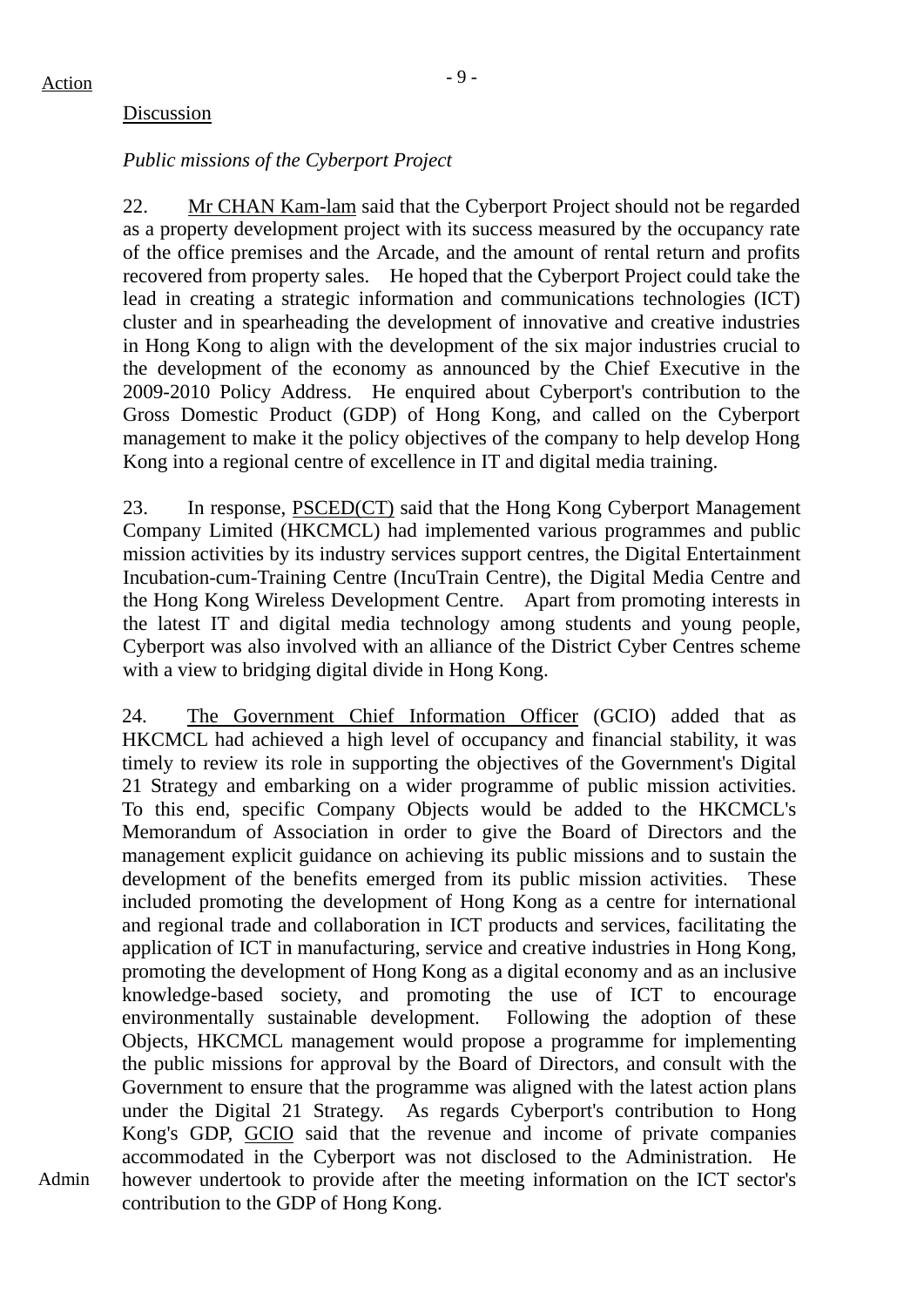Action

Discussion

*Public missions of the Cyberport Project*

22. Mr CHAN Kam-lam said that the Cyberport Project should not be regarded as a property development project with its success measured by the occupancy rate of the office premises and the Arcade, and the amount of rental return and profits recovered from property sales. He hoped that the Cyberport Project could take the lead in creating a strategic information and communications technologies (ICT) cluster and in spearheading the development of innovative and creative industries in Hong Kong to align with the development of the six major industries crucial to the development of the economy as announced by the Chief Executive in the 2009-2010 Policy Address. He enquired about Cyberport's contribution to the Gross Domestic Product (GDP) of Hong Kong, and called on the Cyberport management to make it the policy objectives of the company to help develop Hong Kong into a regional centre of excellence in IT and digital media training.

23. In response, PSCED(CT) said that the Hong Kong Cyberport Management Company Limited (HKCMCL) had implemented various programmes and public mission activities by its industry services support centres, the Digital Entertainment Incubation-cum-Training Centre (IncuTrain Centre), the Digital Media Centre and the Hong Kong Wireless Development Centre. Apart from promoting interests in the latest IT and digital media technology among students and young people, Cyberport was also involved with an alliance of the District Cyber Centres scheme with a view to bridging digital divide in Hong Kong.

24. The Government Chief Information Officer (GCIO) added that as HKCMCL had achieved a high level of occupancy and financial stability, it was timely to review its role in supporting the objectives of the Government's Digital 21 Strategy and embarking on a wider programme of public mission activities. To this end, specific Company Objects would be added to the HKCMCL's Memorandum of Association in order to give the Board of Directors and the management explicit guidance on achieving its public missions and to sustain the development of the benefits emerged from its public mission activities. These included promoting the development of Hong Kong as a centre for international and regional trade and collaboration in ICT products and services, facilitating the application of ICT in manufacturing, service and creative industries in Hong Kong, promoting the development of Hong Kong as a digital economy and as an inclusive knowledge-based society, and promoting the use of ICT to encourage environmentally sustainable development. Following the adoption of these Objects, HKCMCL management would propose a programme for implementing the public missions for approval by the Board of Directors, and consult with the Government to ensure that the programme was aligned with the latest action plans under the Digital 21 Strategy. As regards Cyberport's contribution to Hong Kong's GDP, GCIO said that the revenue and income of private companies accommodated in the Cyberport was not disclosed to the Administration. He however undertook to provide after the meeting information on the ICT sector's contribution to the GDP of Hong Kong.

Admin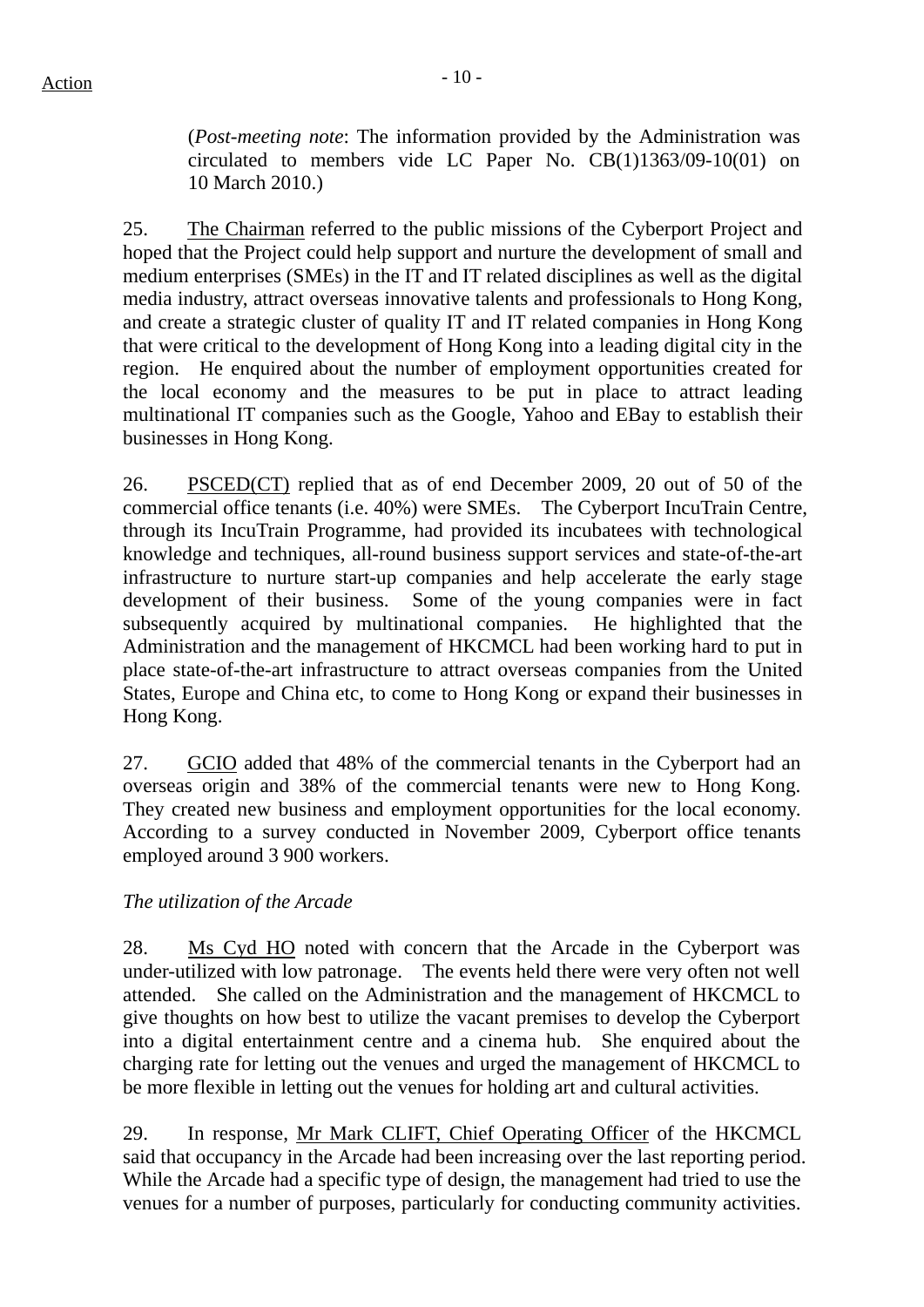(*Post-meeting note*: The information provided by the Administration was circulated to members vide LC Paper No. CB(1)1363/09-10(01) on 10 March 2010.)

25. The Chairman referred to the public missions of the Cyberport Project and hoped that the Project could help support and nurture the development of small and medium enterprises (SMEs) in the IT and IT related disciplines as well as the digital media industry, attract overseas innovative talents and professionals to Hong Kong, and create a strategic cluster of quality IT and IT related companies in Hong Kong that were critical to the development of Hong Kong into a leading digital city in the region. He enquired about the number of employment opportunities created for the local economy and the measures to be put in place to attract leading multinational IT companies such as the Google, Yahoo and EBay to establish their businesses in Hong Kong.

26. PSCED(CT) replied that as of end December 2009, 20 out of 50 of the commercial office tenants (i.e. 40%) were SMEs. The Cyberport IncuTrain Centre, through its IncuTrain Programme, had provided its incubatees with technological knowledge and techniques, all-round business support services and state-of-the-art infrastructure to nurture start-up companies and help accelerate the early stage development of their business. Some of the young companies were in fact subsequently acquired by multinational companies. He highlighted that the Administration and the management of HKCMCL had been working hard to put in place state-of-the-art infrastructure to attract overseas companies from the United States, Europe and China etc, to come to Hong Kong or expand their businesses in Hong Kong.

27. GCIO added that 48% of the commercial tenants in the Cyberport had an overseas origin and 38% of the commercial tenants were new to Hong Kong. They created new business and employment opportunities for the local economy. According to a survey conducted in November 2009, Cyberport office tenants employed around 3 900 workers.

*The utilization of the Arcade*

28. Ms Cyd HO noted with concern that the Arcade in the Cyberport was under-utilized with low patronage. The events held there were very often not well attended. She called on the Administration and the management of HKCMCL to give thoughts on how best to utilize the vacant premises to develop the Cyberport into a digital entertainment centre and a cinema hub. She enquired about the charging rate for letting out the venues and urged the management of HKCMCL to be more flexible in letting out the venues for holding art and cultural activities.

29. In response, Mr Mark CLIFT, Chief Operating Officer of the HKCMCL said that occupancy in the Arcade had been increasing over the last reporting period. While the Arcade had a specific type of design, the management had tried to use the venues for a number of purposes, particularly for conducting community activities.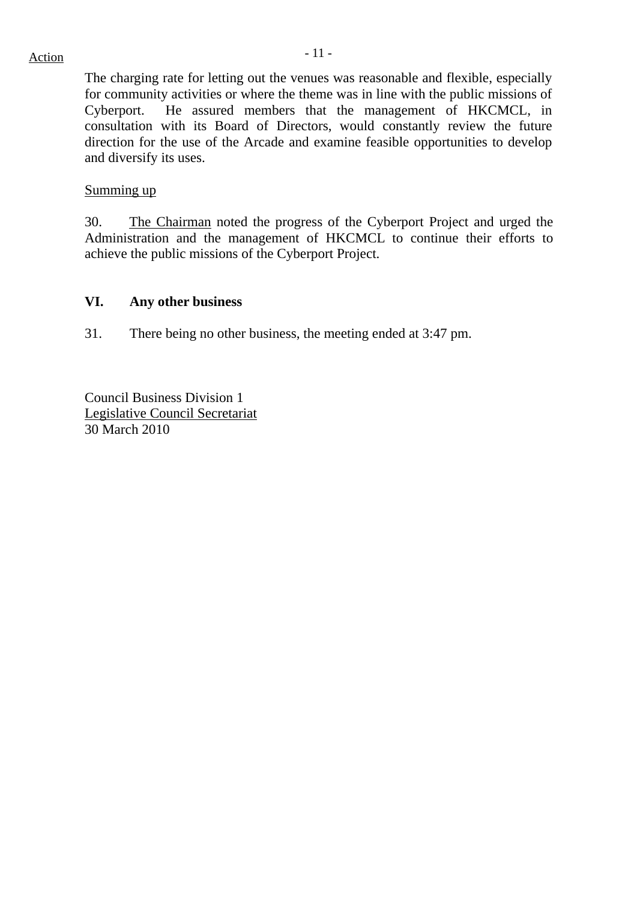Action

The charging rate for letting out the venues was reasonable and flexible, especially for community activities or where the theme was in line with the public missions of Cyberport. He assured members that the management of HKCMCL, in consultation with its Board of Directors, would constantly review the future direction for the use of the Arcade and examine feasible opportunities to develop and diversify its uses.

Summing up

30. The Chairman noted the progress of the Cyberport Project and urged the Administration and the management of HKCMCL to continue their efforts to achieve the public missions of the Cyberport Project.

## VI. Any other business

31. There being no other business, the meeting ended at 3:47 pm.

Council Business Division 1
Legislative Council Secretariat
30 March 2010